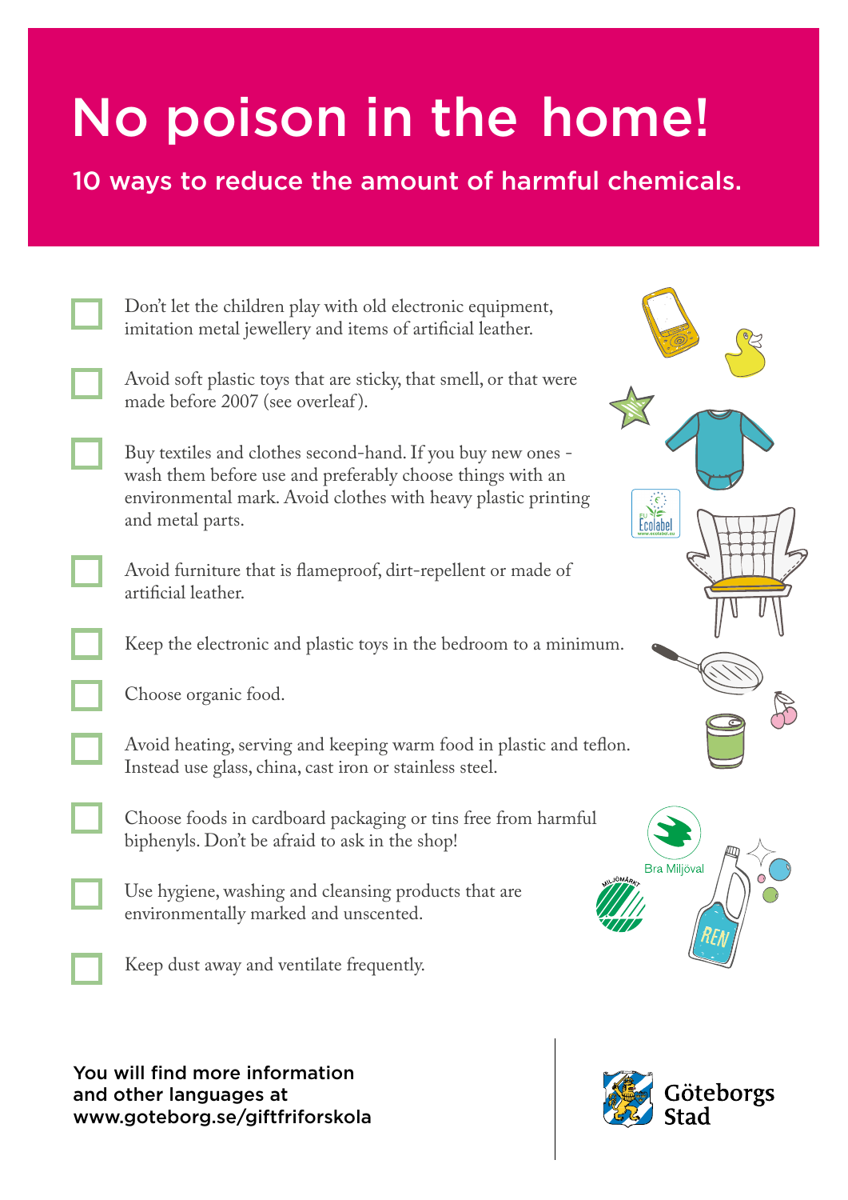# No poison in the home!

## 10 ways to reduce the amount of harmful chemicals.

- [ ] Don't let the children play with old electronic equipment, imitation metal jewellery and items of artificial leather.
- [ ] Avoid soft plastic toys that are sticky, that smell, or that were made before 2007 (see overleaf).
- [ ] Buy textiles and clothes second-hand. If you buy new ones - wash them before use and preferably choose things with an environmental mark. Avoid clothes with heavy plastic printing and metal parts.
- [ ] Avoid furniture that is flameproof, dirt-repellent or made of artificial leather.
- [ ] Keep the electronic and plastic toys in the bedroom to a minimum.
- [ ] Choose organic food.
- [ ] Avoid heating, serving and keeping warm food in plastic and teflon. Instead use glass, china, cast iron or stainless steel.
- [ ] Choose foods in cardboard packaging or tins free from harmful biphenyls. Don't be afraid to ask in the shop!
- [ ] Use hygiene, washing and cleansing products that are environmentally marked and unscented.
- [ ] Keep dust away and ventilate frequently.

You will find more information and other languages at www.goteborg.se/giftfriforskola

Göteborgs Stad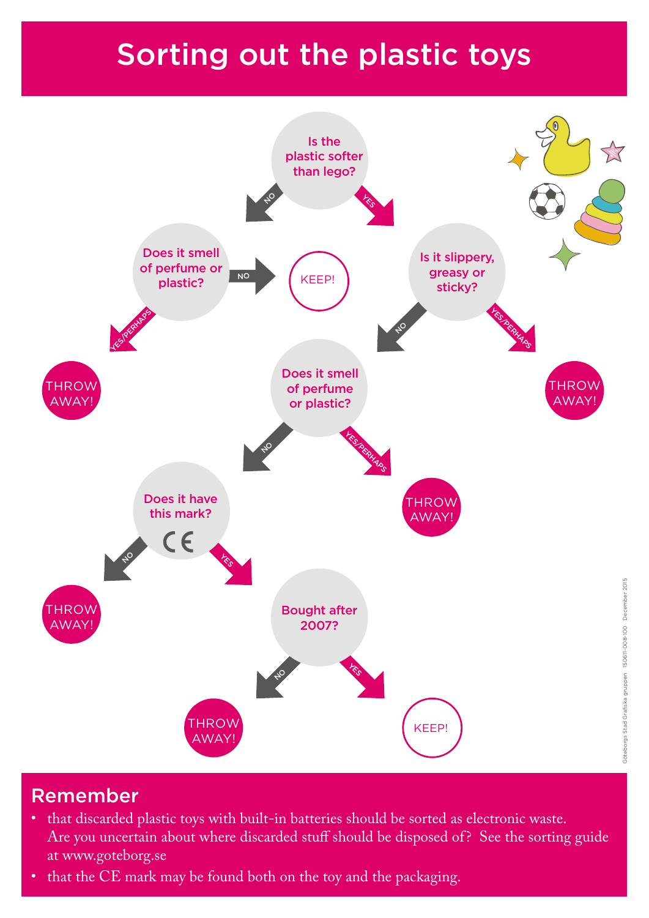# Sorting out the plastic toys

Is the plastic softer than lego?

NO

YES

Does it smell of perfume or plastic?

NO

KEEP!

Is it slippery, greasy or sticky?

YES/PERHAPS

THROW AWAY!

NO

YES/PERHAPS

THROW AWAY!

Does it smell of perfume or plastic?

NO

YES/PERHAPS

THROW AWAY!

Does it have this mark?

CE

NO

THROW AWAY!

YES

Bought after 2007?

NO

THROW AWAY!

YES

KEEP!

## Remember

- that discarded plastic toys with built-in batteries should be sorted as electronic waste. Are you uncertain about where discarded stuff should be disposed of? See the sorting guide at www.goteborg.se
- that the CE mark may be found both on the toy and the packaging.

Göteborgs Stad Grafiska gruppen 150611-008-100 December 2015